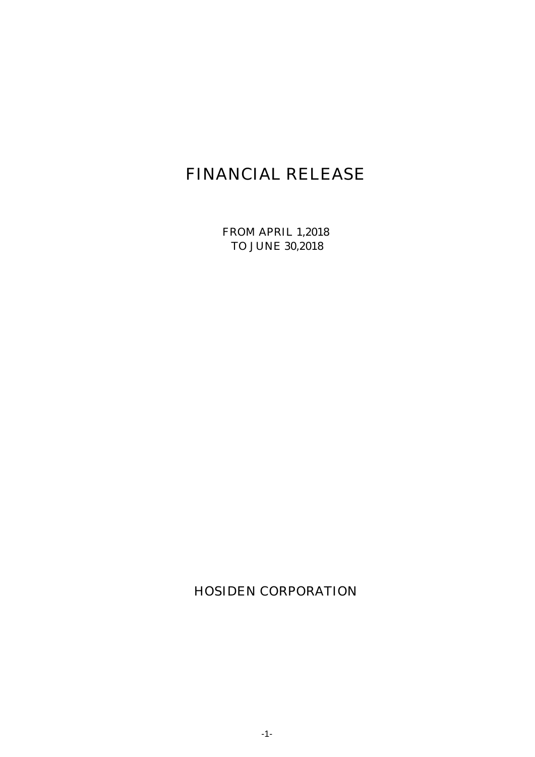# FINANCIAL RELEASE

FROM APRIL 1,2018
TO JUNE 30,2018

HOSIDEN CORPORATION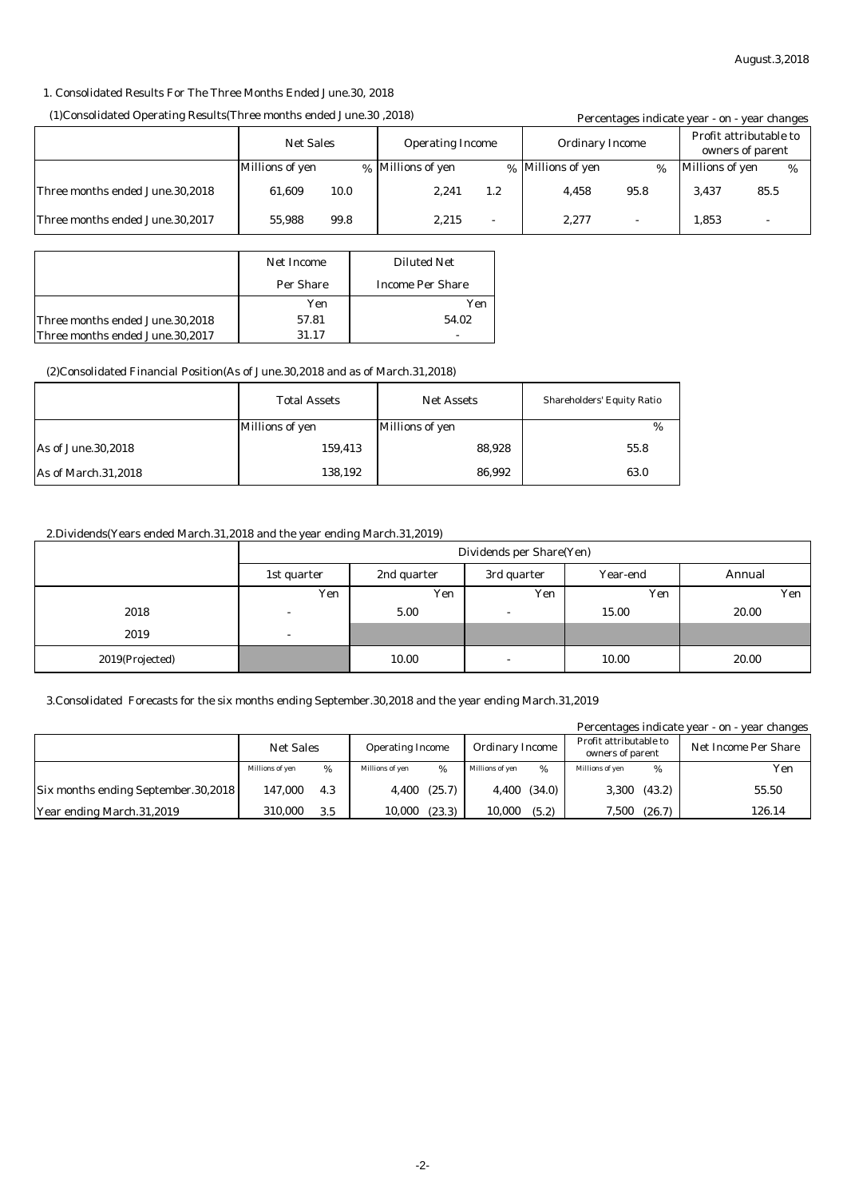August.3,2018

## 1. Consolidated Results For The Three Months Ended June.30, 2018

### (1)Consolidated Operating Results(Three months ended June.30 ,2018)

Percentages indicate year - on - year changes

| | Net Sales | | Operating Income | | Ordinary Income | | Profit attributable to owners of parent | |
|---|---|---|---|---|---|---|---|---|
| | Millions of yen | % | Millions of yen | % | Millions of yen | % | Millions of yen | % |
| Three months ended June.30,2018 | 61,609 | 10.0 | 2,241 | 1.2 | 4,458 | 95.8 | 3,437 | 85.5 |
| Three months ended June.30,2017 | 55,988 | 99.8 | 2,215 | - | 2,277 | - | 1,853 | - |

| | Net Income Per Share | Diluted Net Income Per Share |
|---|---|---|
| | Yen | Yen |
| Three months ended June.30,2018 | 57.81 | 54.02 |
| Three months ended June.30,2017 | 31.17 | - |

### (2)Consolidated Financial Position(As of June.30,2018 and as of March.31,2018)

| | Total Assets | Net Assets | Shareholders' Equity Ratio |
|---|---|---|---|
| | Millions of yen | Millions of yen | % |
| As of June.30,2018 | 159,413 | 88,928 | 55.8 |
| As of March.31,2018 | 138,192 | 86,992 | 63.0 |

## 2.Dividends(Years ended March.31,2018 and the year ending March.31,2019)

| | Dividends per Share(Yen) | | | | |
|---|---|---|---|---|---|
| | 1st quarter | 2nd quarter | 3rd quarter | Year-end | Annual |
| | Yen | Yen | Yen | Yen | Yen |
| 2018 | - | 5.00 | - | 15.00 | 20.00 |
| 2019 | - | | | | |
| 2019(Projected) | | 10.00 | - | 10.00 | 20.00 |

## 3.Consolidated Forecasts for the six months ending September.30,2018 and the year ending March.31,2019

Percentages indicate year - on - year changes

| | Net Sales | | Operating Income | | Ordinary Income | | Profit attributable to owners of parent | | Net Income Per Share |
|---|---|---|---|---|---|---|---|---|---|
| | Millions of yen | % | Millions of yen | % | Millions of yen | % | Millions of yen | % | Yen |
| Six months ending September.30,2018 | 147,000 | 4.3 | 4,400 | (25.7) | 4,400 | (34.0) | 3,300 | (43.2) | 55.50 |
| Year ending March.31,2019 | 310,000 | 3.5 | 10,000 | (23.3) | 10,000 | (5.2) | 7,500 | (26.7) | 126.14 |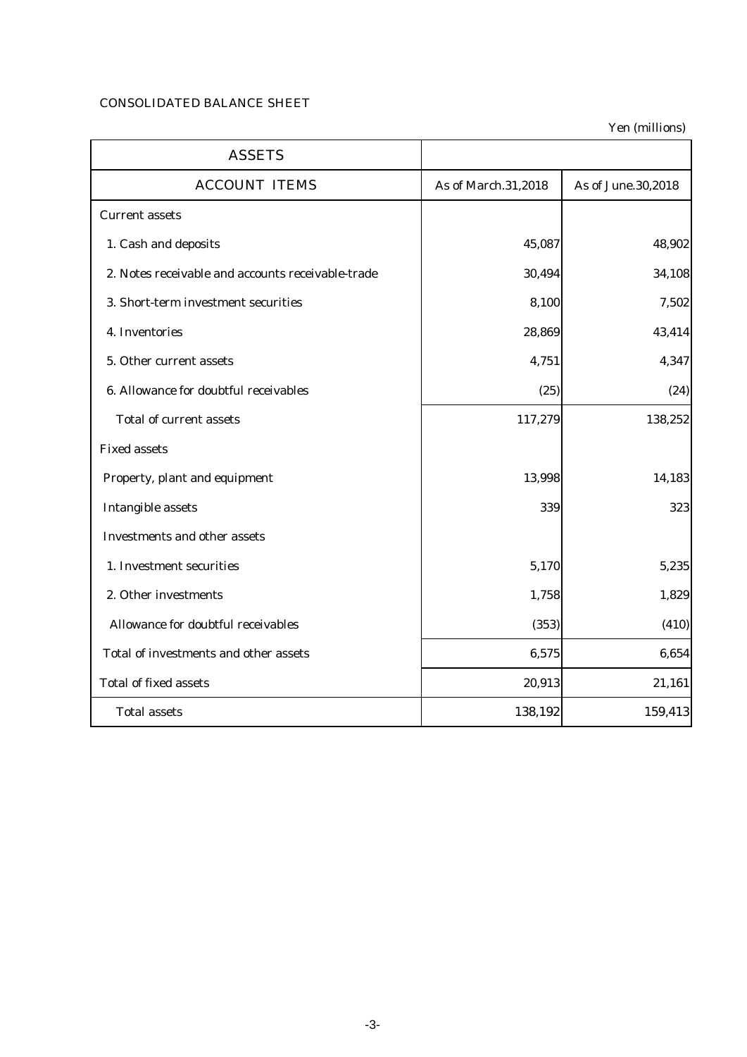CONSOLIDATED BALANCE SHEET

Yen (millions)

| ASSETS | | |
|---|---|---|
| ACCOUNT ITEMS | As of March.31,2018 | As of June.30,2018 |
| Current assets | | |
| 1. Cash and deposits | 45,087 | 48,902 |
| 2. Notes receivable and accounts receivable-trade | 30,494 | 34,108 |
| 3. Short-term investment securities | 8,100 | 7,502 |
| 4. Inventories | 28,869 | 43,414 |
| 5. Other current assets | 4,751 | 4,347 |
| 6. Allowance for doubtful receivables | (25) | (24) |
| Total of current assets | 117,279 | 138,252 |
| Fixed assets | | |
| Property, plant and equipment | 13,998 | 14,183 |
| Intangible assets | 339 | 323 |
| Investments and other assets | | |
| 1. Investment securities | 5,170 | 5,235 |
| 2. Other investments | 1,758 | 1,829 |
| Allowance for doubtful receivables | (353) | (410) |
| Total of investments and other assets | 6,575 | 6,654 |
| Total of fixed assets | 20,913 | 21,161 |
| Total assets | 138,192 | 159,413 |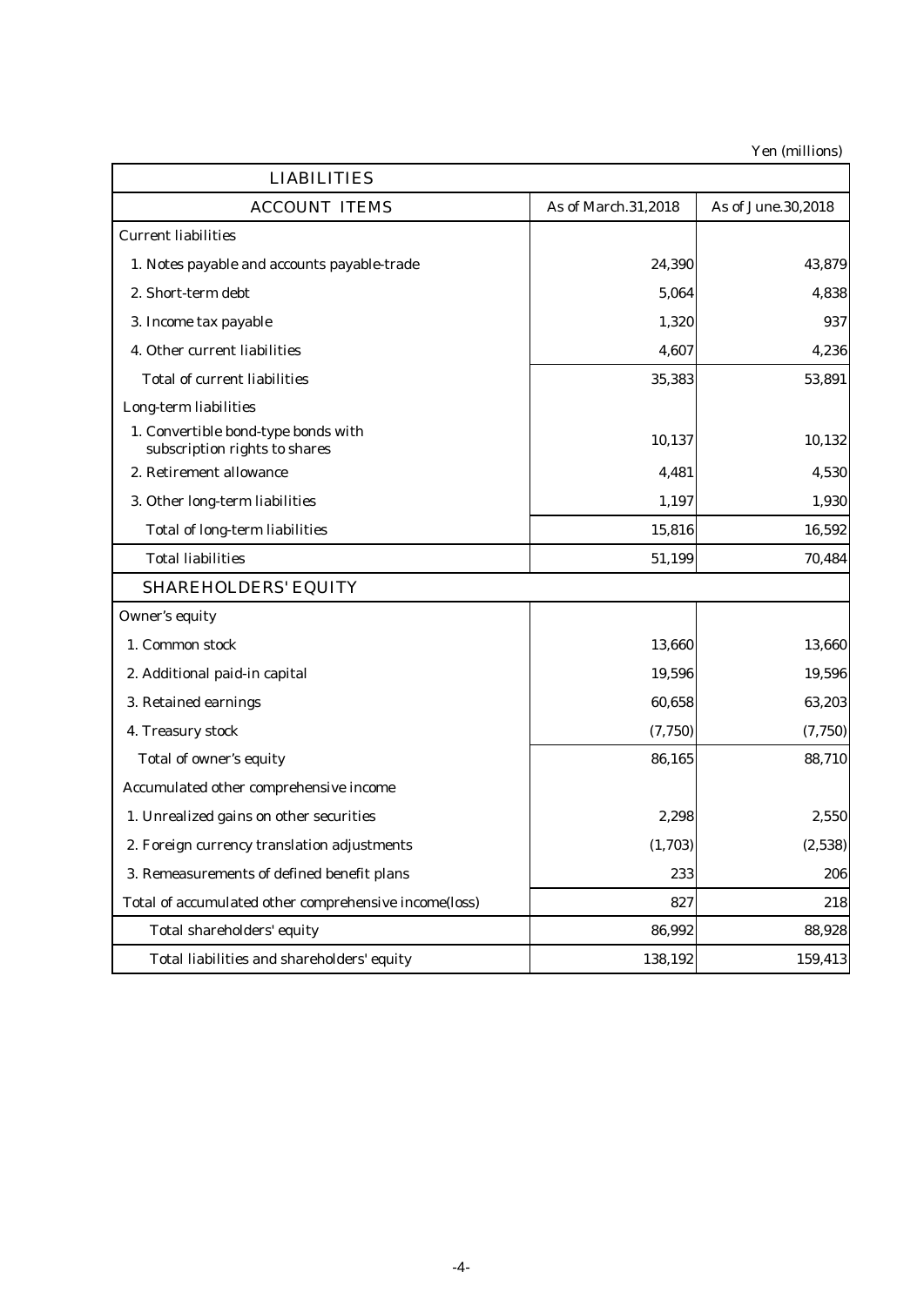Yen (millions)

| LIABILITIES | | |
|---|---|---|
| ACCOUNT ITEMS | As of March.31,2018 | As of June.30,2018 |
| Current liabilities | | |
| 1. Notes payable and accounts payable-trade | 24,390 | 43,879 |
| 2. Short-term debt | 5,064 | 4,838 |
| 3. Income tax payable | 1,320 | 937 |
| 4. Other current liabilities | 4,607 | 4,236 |
| Total of current liabilities | 35,383 | 53,891 |
| Long-term liabilities | | |
| 1. Convertible bond-type bonds with subscription rights to shares | 10,137 | 10,132 |
| 2. Retirement allowance | 4,481 | 4,530 |
| 3. Other long-term liabilities | 1,197 | 1,930 |
| Total of long-term liabilities | 15,816 | 16,592 |
| Total liabilities | 51,199 | 70,484 |
| SHAREHOLDERS' EQUITY | | |
| Owner's equity | | |
| 1. Common stock | 13,660 | 13,660 |
| 2. Additional paid-in capital | 19,596 | 19,596 |
| 3. Retained earnings | 60,658 | 63,203 |
| 4. Treasury stock | (7,750) | (7,750) |
| Total of owner's equity | 86,165 | 88,710 |
| Accumulated other comprehensive income | | |
| 1. Unrealized gains on other securities | 2,298 | 2,550 |
| 2. Foreign currency translation adjustments | (1,703) | (2,538) |
| 3. Remeasurements of defined benefit plans | 233 | 206 |
| Total of accumulated other comprehensive income(loss) | 827 | 218 |
| Total shareholders' equity | 86,992 | 88,928 |
| Total liabilities and shareholders' equity | 138,192 | 159,413 |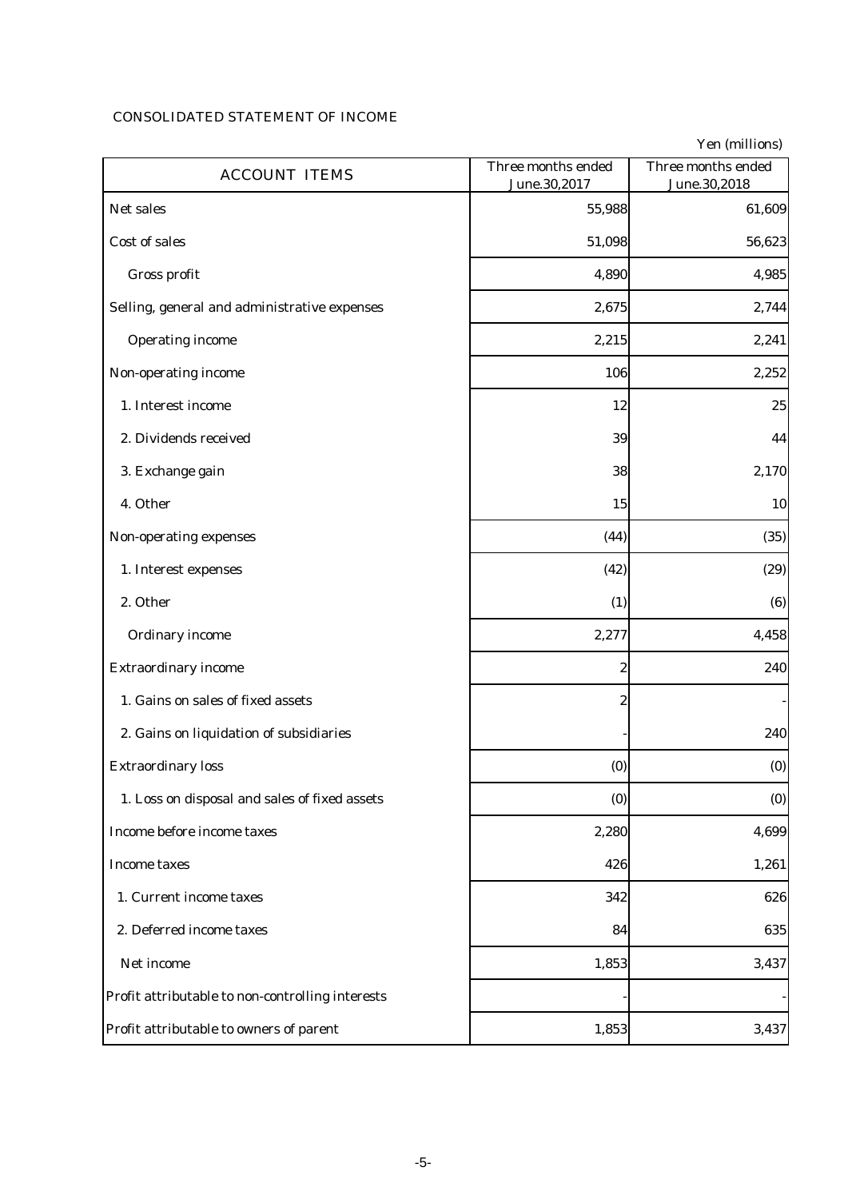## CONSOLIDATED STATEMENT OF INCOME

Yen (millions)

| ACCOUNT ITEMS | Three months ended June.30,2017 | Three months ended June.30,2018 |
|---|---|---|
| Net sales | 55,988 | 61,609 |
| Cost of sales | 51,098 | 56,623 |
| Gross profit | 4,890 | 4,985 |
| Selling, general and administrative expenses | 2,675 | 2,744 |
| Operating income | 2,215 | 2,241 |
| Non-operating income | 106 | 2,252 |
| 1. Interest income | 12 | 25 |
| 2. Dividends received | 39 | 44 |
| 3. Exchange gain | 38 | 2,170 |
| 4. Other | 15 | 10 |
| Non-operating expenses | (44) | (35) |
| 1. Interest expenses | (42) | (29) |
| 2. Other | (1) | (6) |
| Ordinary income | 2,277 | 4,458 |
| Extraordinary income | 2 | 240 |
| 1. Gains on sales of fixed assets | 2 | - |
| 2. Gains on liquidation of subsidiaries | - | 240 |
| Extraordinary loss | (0) | (0) |
| 1. Loss on disposal and sales of fixed assets | (0) | (0) |
| Income before income taxes | 2,280 | 4,699 |
| Income taxes | 426 | 1,261 |
| 1. Current income taxes | 342 | 626 |
| 2. Deferred income taxes | 84 | 635 |
| Net income | 1,853 | 3,437 |
| Profit attributable to non-controlling interests | - | - |
| Profit attributable to owners of parent | 1,853 | 3,437 |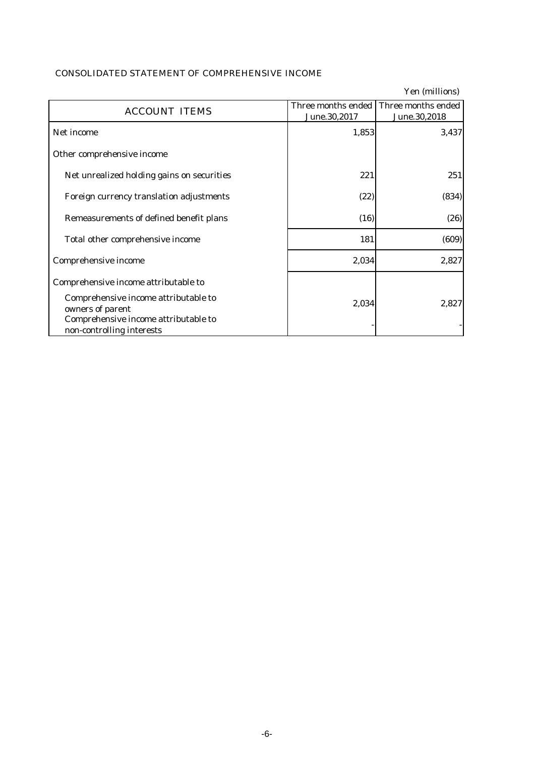## CONSOLIDATED STATEMENT OF COMPREHENSIVE INCOME

Yen (millions)

| ACCOUNT ITEMS | Three months ended June.30,2017 | Three months ended June.30,2018 |
|---|---|---|
| Net income | 1,853 | 3,437 |
| Other comprehensive income | | |
| Net unrealized holding gains on securities | 221 | 251 |
| Foreign currency translation adjustments | (22) | (834) |
| Remeasurements of defined benefit plans | (16) | (26) |
| Total other comprehensive income | 181 | (609) |
| Comprehensive income | 2,034 | 2,827 |
| Comprehensive income attributable to | | |
| Comprehensive income attributable to owners of parent | 2,034 | 2,827 |
| Comprehensive income attributable to non-controlling interests | - | - |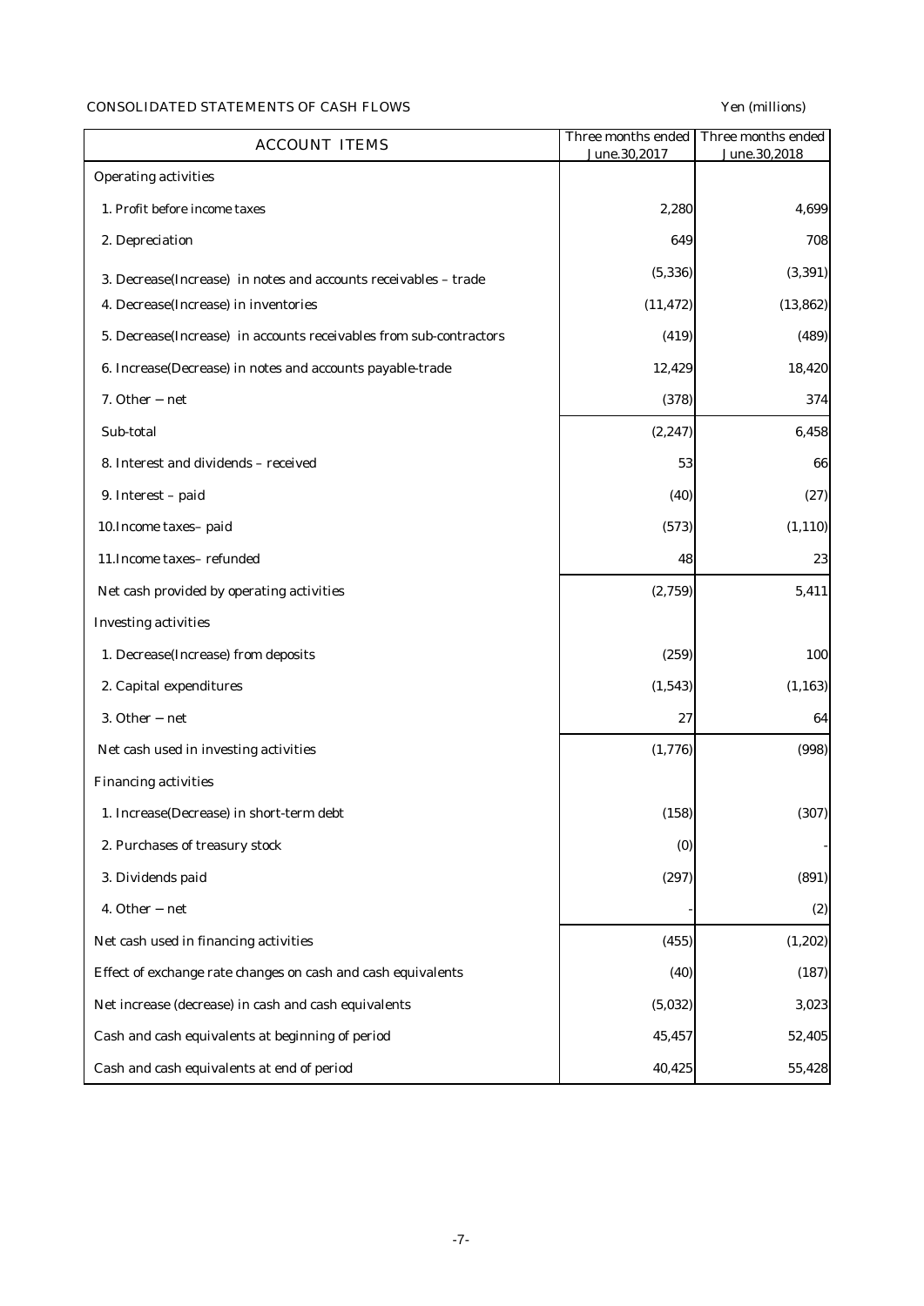CONSOLIDATED STATEMENTS OF CASH FLOWS

Yen (millions)

| ACCOUNT ITEMS | Three months ended June.30,2017 | Three months ended June.30,2018 |
|---|---|---|
| Operating activities | | |
| 1. Profit before income taxes | 2,280 | 4,699 |
| 2. Depreciation | 649 | 708 |
| 3. Decrease(Increase) in notes and accounts receivables – trade | (5,336) | (3,391) |
| 4. Decrease(Increase) in inventories | (11,472) | (13,862) |
| 5. Decrease(Increase) in accounts receivables from sub-contractors | (419) | (489) |
| 6. Increase(Decrease) in notes and accounts payable-trade | 12,429 | 18,420 |
| 7. Other – net | (378) | 374 |
| Sub-total | (2,247) | 6,458 |
| 8. Interest and dividends – received | 53 | 66 |
| 9. Interest – paid | (40) | (27) |
| 10.Income taxes– paid | (573) | (1,110) |
| 11.Income taxes– refunded | 48 | 23 |
| Net cash provided by operating activities | (2,759) | 5,411 |
| Investing activities | | |
| 1. Decrease(Increase) from deposits | (259) | 100 |
| 2. Capital expenditures | (1,543) | (1,163) |
| 3. Other – net | 27 | 64 |
| Net cash used in investing activities | (1,776) | (998) |
| Financing activities | | |
| 1. Increase(Decrease) in short-term debt | (158) | (307) |
| 2. Purchases of treasury stock | (0) | - |
| 3. Dividends paid | (297) | (891) |
| 4. Other – net | - | (2) |
| Net cash used in financing activities | (455) | (1,202) |
| Effect of exchange rate changes on cash and cash equivalents | (40) | (187) |
| Net increase (decrease) in cash and cash equivalents | (5,032) | 3,023 |
| Cash and cash equivalents at beginning of period | 45,457 | 52,405 |
| Cash and cash equivalents at end of period | 40,425 | 55,428 |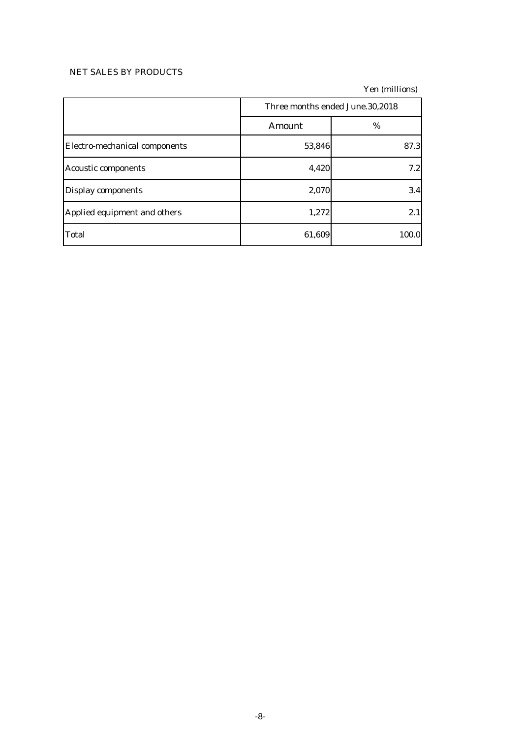NET SALES BY PRODUCTS

Yen (millions)

| | Three months ended June.30,2018 | |
|---|---|---|
| | Amount | % |
| Electro-mechanical components | 53,846 | 87.3 |
| Acoustic components | 4,420 | 7.2 |
| Display components | 2,070 | 3.4 |
| Applied equipment and others | 1,272 | 2.1 |
| Total | 61,609 | 100.0 |